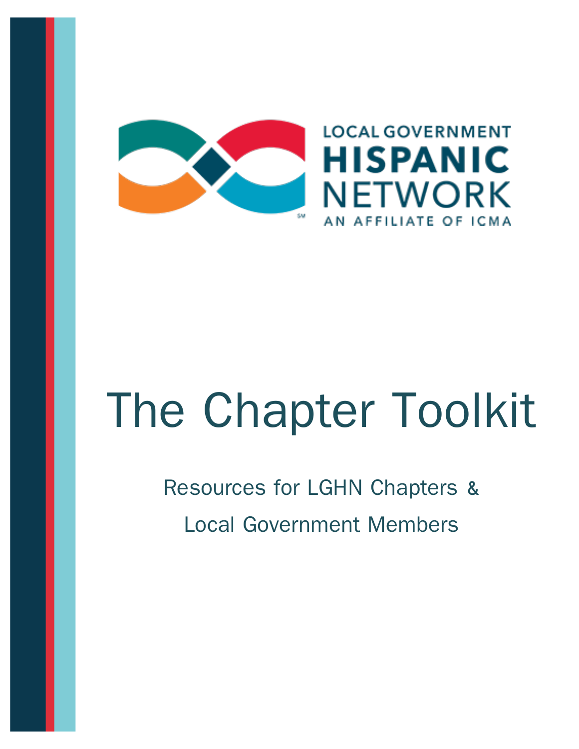LOCAL GOVERNMENT

HISPANIC

NETWORK

AN AFFILIATE OF ICMA

# The Chapter Toolkit

Resources for LGHN Chapters &

Local Government Members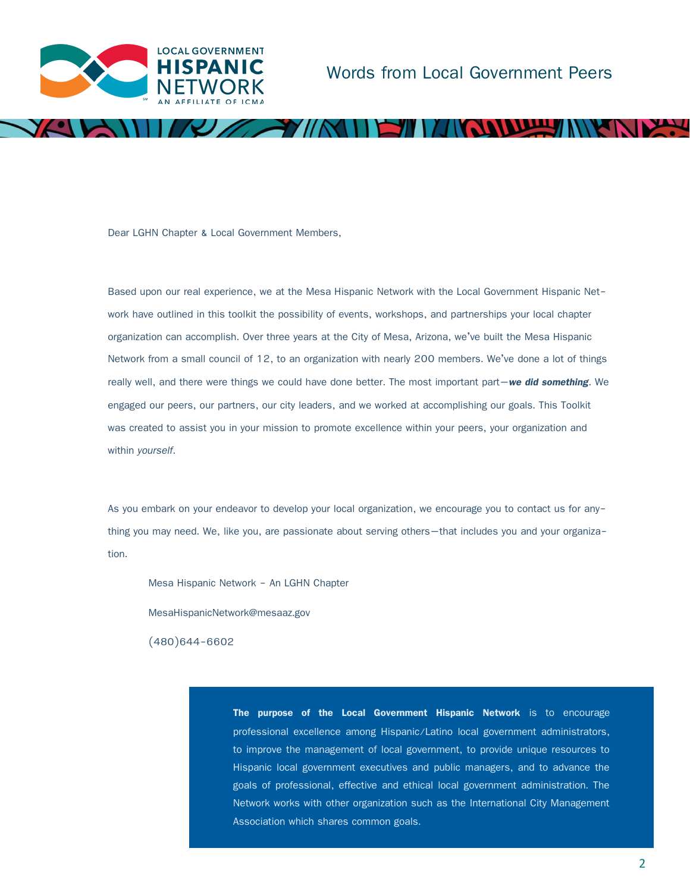# Words from Local Government Peers

Dear LGHN Chapter & Local Government Members,

Based upon our real experience, we at the Mesa Hispanic Network with the Local Government Hispanic Network have outlined in this toolkit the possibility of events, workshops, and partnerships your local chapter organization can accomplish. Over three years at the City of Mesa, Arizona, we've built the Mesa Hispanic Network from a small council of 12, to an organization with nearly 200 members. We've done a lot of things really well, and there were things we could have done better. The most important part—***we did something***. We engaged our peers, our partners, our city leaders, and we worked at accomplishing our goals. This Toolkit was created to assist you in your mission to promote excellence within your peers, your organization and within *yourself*.

As you embark on your endeavor to develop your local organization, we encourage you to contact us for anything you may need. We, like you, are passionate about serving others—that includes you and your organization.

Mesa Hispanic Network – An LGHN Chapter

MesaHispanicNetwork@mesaaz.gov

(480)644-6602

**The purpose of the Local Government Hispanic Network** is to encourage professional excellence among Hispanic/Latino local government administrators, to improve the management of local government, to provide unique resources to Hispanic local government executives and public managers, and to advance the goals of professional, effective and ethical local government administration. The Network works with other organization such as the International City Management Association which shares common goals.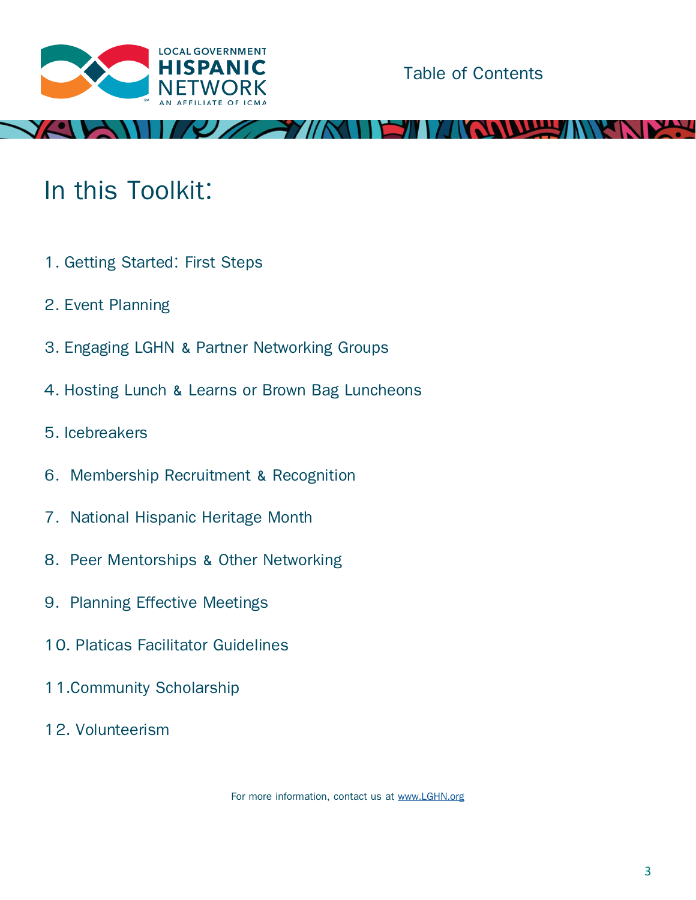Table of Contents

# In this Toolkit:

1. Getting Started: First Steps
2. Event Planning
3. Engaging LGHN & Partner Networking Groups
4. Hosting Lunch & Learns or Brown Bag Luncheons
5. Icebreakers
6. Membership Recruitment & Recognition
7. National Hispanic Heritage Month
8. Peer Mentorships & Other Networking
9. Planning Effective Meetings
10. Platicas Facilitator Guidelines
11. Community Scholarship
12. Volunteerism

For more information, contact us at www.LGHN.org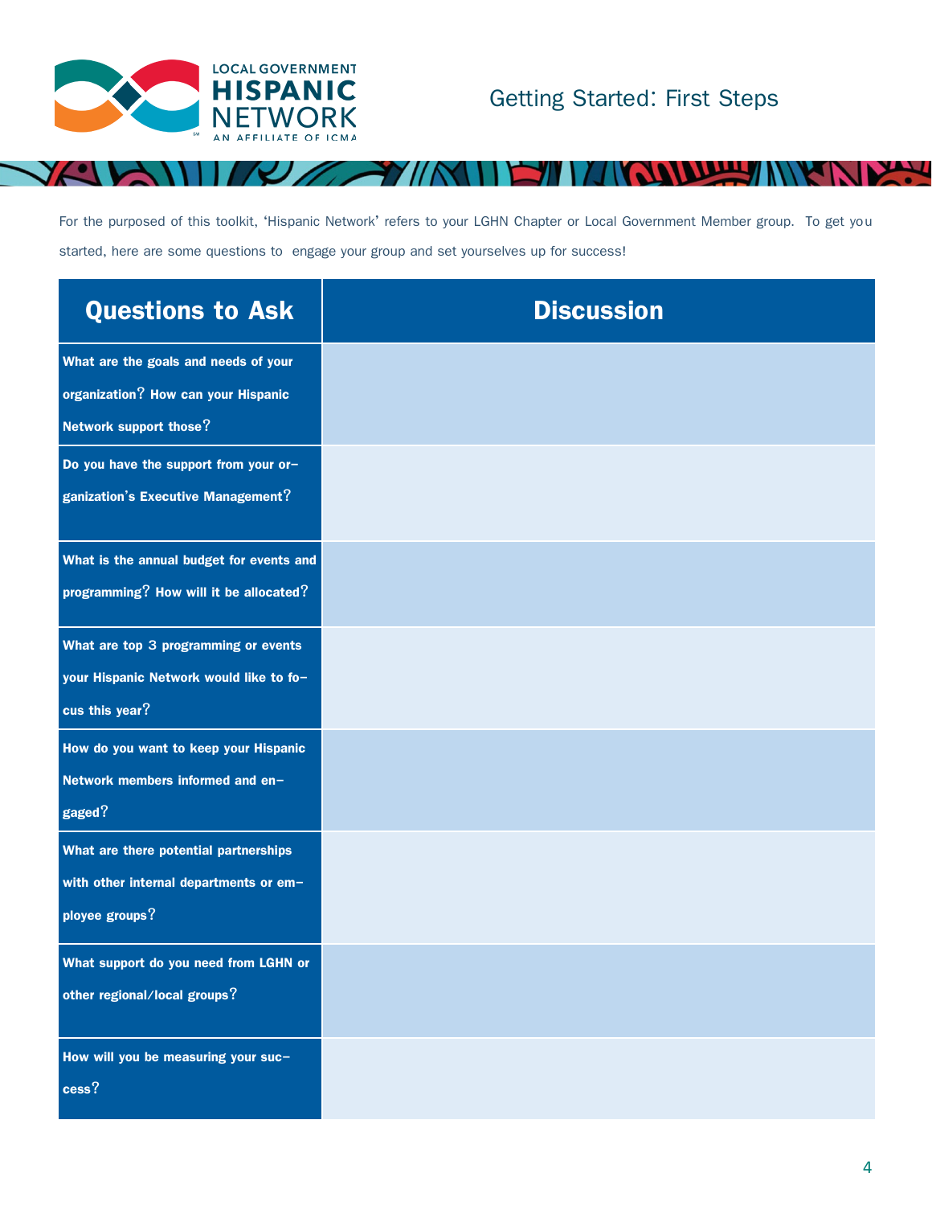# Getting Started: First Steps

For the purposed of this toolkit, 'Hispanic Network' refers to your LGHN Chapter or Local Government Member group. To get you started, here are some questions to engage your group and set yourselves up for success!

| Questions to Ask | Discussion |
|---|---|
| **What are the goals and needs of your organization? How can your Hispanic Network support those?** | |
| **Do you have the support from your organization's Executive Management?** | |
| **What is the annual budget for events and programming? How will it be allocated?** | |
| **What are top 3 programming or events your Hispanic Network would like to focus this year?** | |
| **How do you want to keep your Hispanic Network members informed and engaged?** | |
| **What are there potential partnerships with other internal departments or employee groups?** | |
| **What support do you need from LGHN or other regional/local groups?** | |
| **How will you be measuring your success?** | |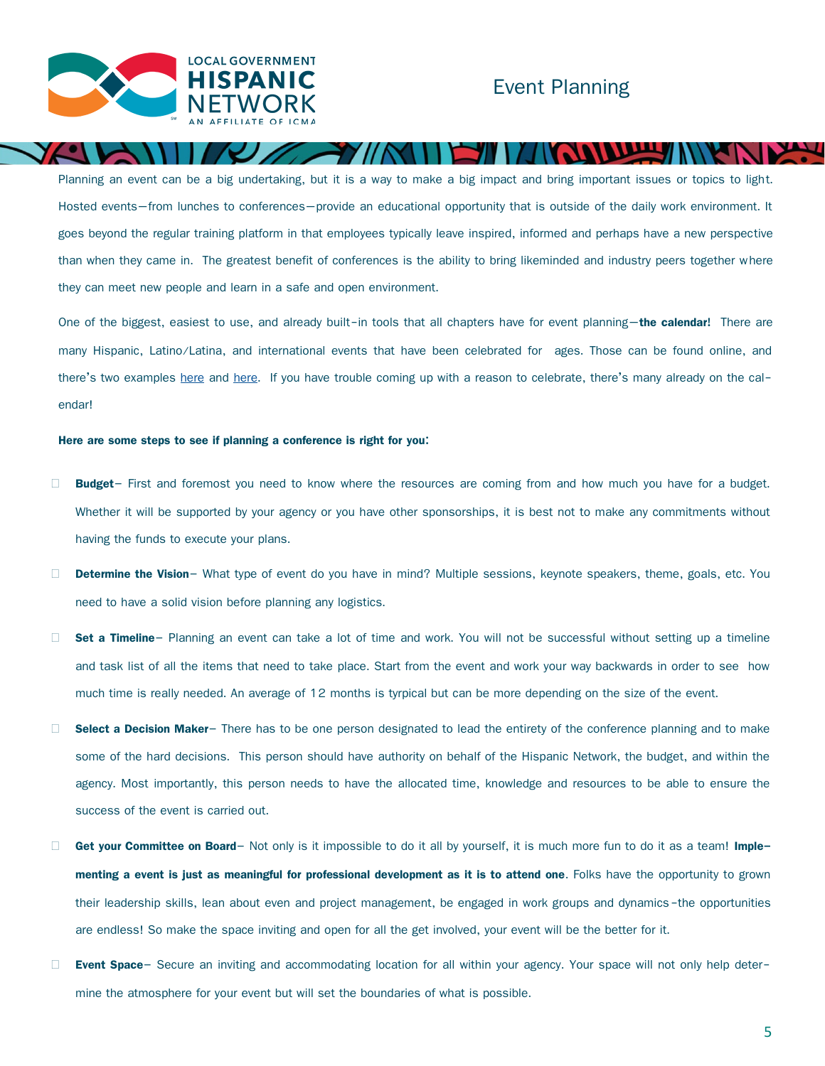# Event Planning

Planning an event can be a big undertaking, but it is a way to make a big impact and bring important issues or topics to light. Hosted events—from lunches to conferences—provide an educational opportunity that is outside of the daily work environment. It goes beyond the regular training platform in that employees typically leave inspired, informed and perhaps have a new perspective than when they came in. The greatest benefit of conferences is the ability to bring likeminded and industry peers together where they can meet new people and learn in a safe and open environment.

One of the biggest, easiest to use, and already built-in tools that all chapters have for event planning—**the calendar!** There are many Hispanic, Latino/Latina, and international events that have been celebrated for ages. Those can be found online, and there's two examples here and here. If you have trouble coming up with a reason to celebrate, there's many already on the calendar!

**Here are some steps to see if planning a conference is right for you:**

- **Budget**– First and foremost you need to know where the resources are coming from and how much you have for a budget. Whether it will be supported by your agency or you have other sponsorships, it is best not to make any commitments without having the funds to execute your plans.
- **Determine the Vision**– What type of event do you have in mind? Multiple sessions, keynote speakers, theme, goals, etc. You need to have a solid vision before planning any logistics.
- **Set a Timeline**– Planning an event can take a lot of time and work. You will not be successful without setting up a timeline and task list of all the items that need to take place. Start from the event and work your way backwards in order to see how much time is really needed. An average of 12 months is tyrpical but can be more depending on the size of the event.
- **Select a Decision Maker**– There has to be one person designated to lead the entirety of the conference planning and to make some of the hard decisions. This person should have authority on behalf of the Hispanic Network, the budget, and within the agency. Most importantly, this person needs to have the allocated time, knowledge and resources to be able to ensure the success of the event is carried out.
- **Get your Committee on Board**– Not only is it impossible to do it all by yourself, it is much more fun to do it as a team! **Implementing a event is just as meaningful for professional development as it is to attend one**. Folks have the opportunity to grown their leadership skills, lean about even and project management, be engaged in work groups and dynamics–the opportunities are endless! So make the space inviting and open for all the get involved, your event will be the better for it.
- **Event Space**– Secure an inviting and accommodating location for all within your agency. Your space will not only help determine the atmosphere for your event but will set the boundaries of what is possible.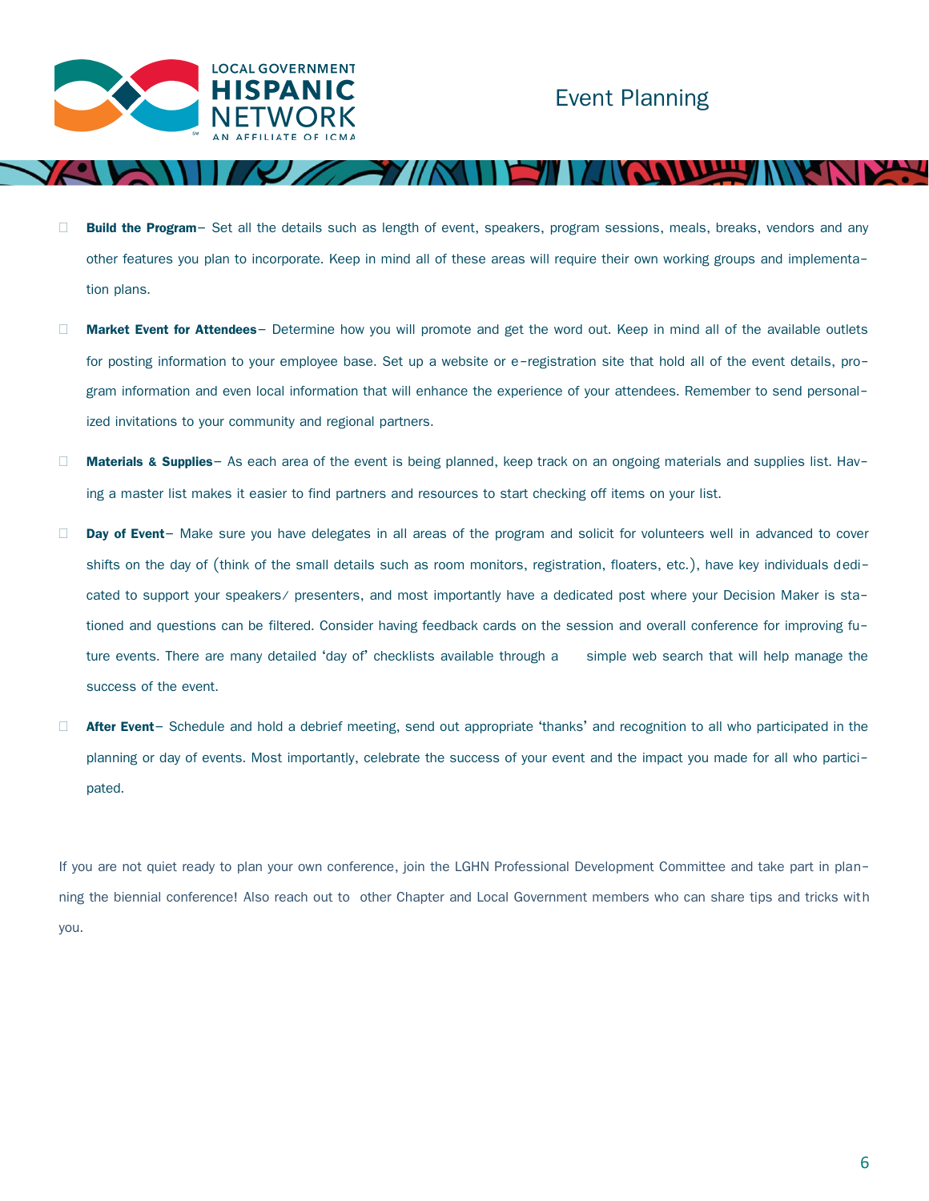# Event Planning

- **Build the Program**– Set all the details such as length of event, speakers, program sessions, meals, breaks, vendors and any other features you plan to incorporate. Keep in mind all of these areas will require their own working groups and implementation plans.

- **Market Event for Attendees**– Determine how you will promote and get the word out. Keep in mind all of the available outlets for posting information to your employee base. Set up a website or e-registration site that hold all of the event details, program information and even local information that will enhance the experience of your attendees. Remember to send personalized invitations to your community and regional partners.

- **Materials & Supplies**– As each area of the event is being planned, keep track on an ongoing materials and supplies list. Having a master list makes it easier to find partners and resources to start checking off items on your list.

- **Day of Event**– Make sure you have delegates in all areas of the program and solicit for volunteers well in advanced to cover shifts on the day of (think of the small details such as room monitors, registration, floaters, etc.), have key individuals dedicated to support your speakers/ presenters, and most importantly have a dedicated post where your Decision Maker is stationed and questions can be filtered. Consider having feedback cards on the session and overall conference for improving future events. There are many detailed 'day of' checklists available through a simple web search that will help manage the success of the event.

- **After Event**– Schedule and hold a debrief meeting, send out appropriate 'thanks' and recognition to all who participated in the planning or day of events. Most importantly, celebrate the success of your event and the impact you made for all who participated.

If you are not quiet ready to plan your own conference, join the LGHN Professional Development Committee and take part in planning the biennial conference! Also reach out to other Chapter and Local Government members who can share tips and tricks with you.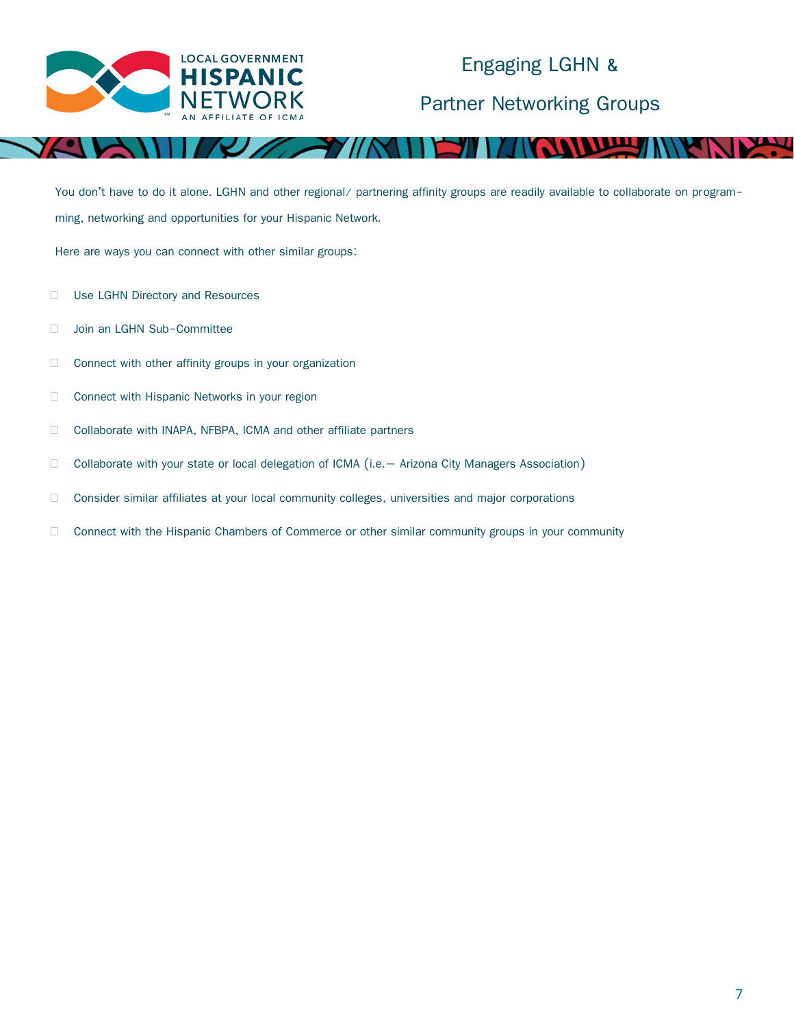# Engaging LGHN & Partner Networking Groups

You don't have to do it alone. LGHN and other regional/ partnering affinity groups are readily available to collaborate on programming, networking and opportunities for your Hispanic Network.

Here are ways you can connect with other similar groups:

- Use LGHN Directory and Resources
- Join an LGHN Sub-Committee
- Connect with other affinity groups in your organization
- Connect with Hispanic Networks in your region
- Collaborate with INAPA, NFBPA, ICMA and other affiliate partners
- Collaborate with your state or local delegation of ICMA (i.e.— Arizona City Managers Association)
- Consider similar affiliates at your local community colleges, universities and major corporations
- Connect with the Hispanic Chambers of Commerce or other similar community groups in your community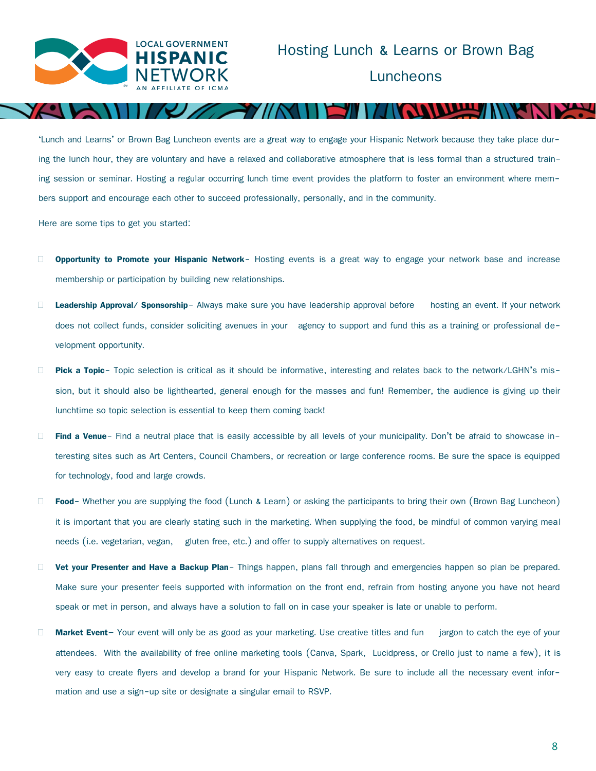# Hosting Lunch & Learns or Brown Bag Luncheons

'Lunch and Learns' or Brown Bag Luncheon events are a great way to engage your Hispanic Network because they take place during the lunch hour, they are voluntary and have a relaxed and collaborative atmosphere that is less formal than a structured training session or seminar. Hosting a regular occurring lunch time event provides the platform to foster an environment where members support and encourage each other to succeed professionally, personally, and in the community.

Here are some tips to get you started:

- **Opportunity to Promote your Hispanic Network**– Hosting events is a great way to engage your network base and increase membership or participation by building new relationships.
- **Leadership Approval/ Sponsorship**– Always make sure you have leadership approval before hosting an event. If your network does not collect funds, consider soliciting avenues in your agency to support and fund this as a training or professional development opportunity.
- **Pick a Topic**– Topic selection is critical as it should be informative, interesting and relates back to the network/LGHN's mission, but it should also be lighthearted, general enough for the masses and fun! Remember, the audience is giving up their lunchtime so topic selection is essential to keep them coming back!
- **Find a Venue**– Find a neutral place that is easily accessible by all levels of your municipality. Don't be afraid to showcase interesting sites such as Art Centers, Council Chambers, or recreation or large conference rooms. Be sure the space is equipped for technology, food and large crowds.
- **Food**– Whether you are supplying the food (Lunch & Learn) or asking the participants to bring their own (Brown Bag Luncheon) it is important that you are clearly stating such in the marketing. When supplying the food, be mindful of common varying meal needs (i.e. vegetarian, vegan, gluten free, etc.) and offer to supply alternatives on request.
- **Vet your Presenter and Have a Backup Plan**– Things happen, plans fall through and emergencies happen so plan be prepared. Make sure your presenter feels supported with information on the front end, refrain from hosting anyone you have not heard speak or met in person, and always have a solution to fall on in case your speaker is late or unable to perform.
- **Market Event**– Your event will only be as good as your marketing. Use creative titles and fun jargon to catch the eye of your attendees. With the availability of free online marketing tools (Canva, Spark, Lucidpress, or Crello just to name a few), it is very easy to create flyers and develop a brand for your Hispanic Network. Be sure to include all the necessary event information and use a sign-up site or designate a singular email to RSVP.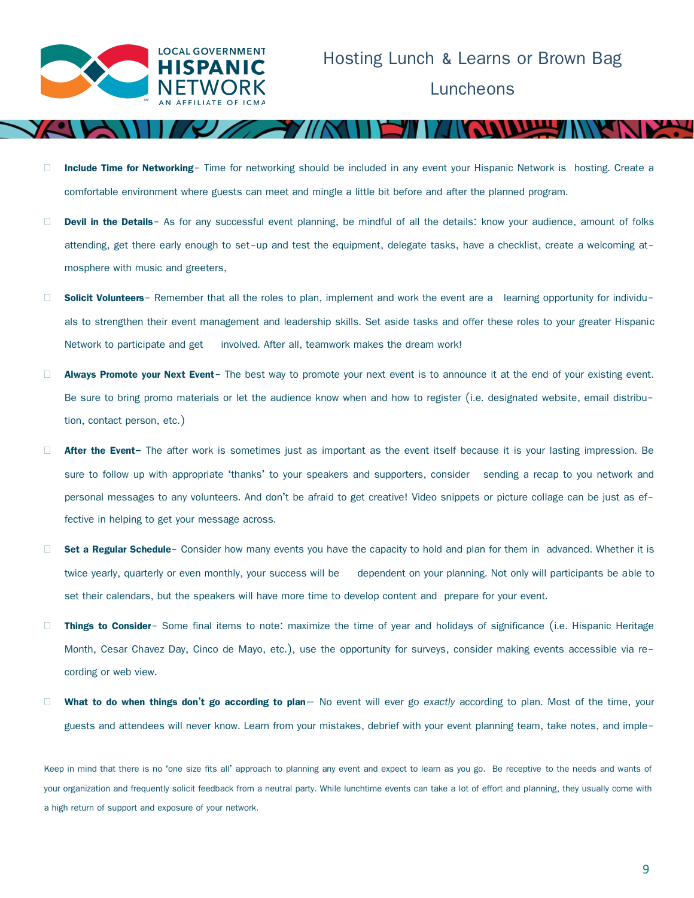- **Include Time for Networking**– Time for networking should be included in any event your Hispanic Network is hosting. Create a comfortable environment where guests can meet and mingle a little bit before and after the planned program.

- **Devil in the Details**– As for any successful event planning, be mindful of all the details: know your audience, amount of folks attending, get there early enough to set-up and test the equipment, delegate tasks, have a checklist, create a welcoming atmosphere with music and greeters,

- **Solicit Volunteers**– Remember that all the roles to plan, implement and work the event are a learning opportunity for individuals to strengthen their event management and leadership skills. Set aside tasks and offer these roles to your greater Hispanic Network to participate and get involved. After all, teamwork makes the dream work!

- **Always Promote your Next Event**– The best way to promote your next event is to announce it at the end of your existing event. Be sure to bring promo materials or let the audience know when and how to register (i.e. designated website, email distribution, contact person, etc.)

- **After the Event–** The after work is sometimes just as important as the event itself because it is your lasting impression. Be sure to follow up with appropriate 'thanks' to your speakers and supporters, consider sending a recap to you network and personal messages to any volunteers. And don't be afraid to get creative! Video snippets or picture collage can be just as effective in helping to get your message across.

- **Set a Regular Schedule**– Consider how many events you have the capacity to hold and plan for them in advanced. Whether it is twice yearly, quarterly or even monthly, your success will be dependent on your planning. Not only will participants be able to set their calendars, but the speakers will have more time to develop content and prepare for your event.

- **Things to Consider**– Some final items to note: maximize the time of year and holidays of significance (i.e. Hispanic Heritage Month, Cesar Chavez Day, Cinco de Mayo, etc.), use the opportunity for surveys, consider making events accessible via recording or web view.

- **What to do when things don't go according to plan**— No event will ever go *exactly* according to plan. Most of the time, your guests and attendees will never know. Learn from your mistakes, debrief with your event planning team, take notes, and imple-

Keep in mind that there is no 'one size fits all' approach to planning any event and expect to learn as you go. Be receptive to the needs and wants of your organization and frequently solicit feedback from a neutral party. While lunchtime events can take a lot of effort and planning, they usually come with a high return of support and exposure of your network.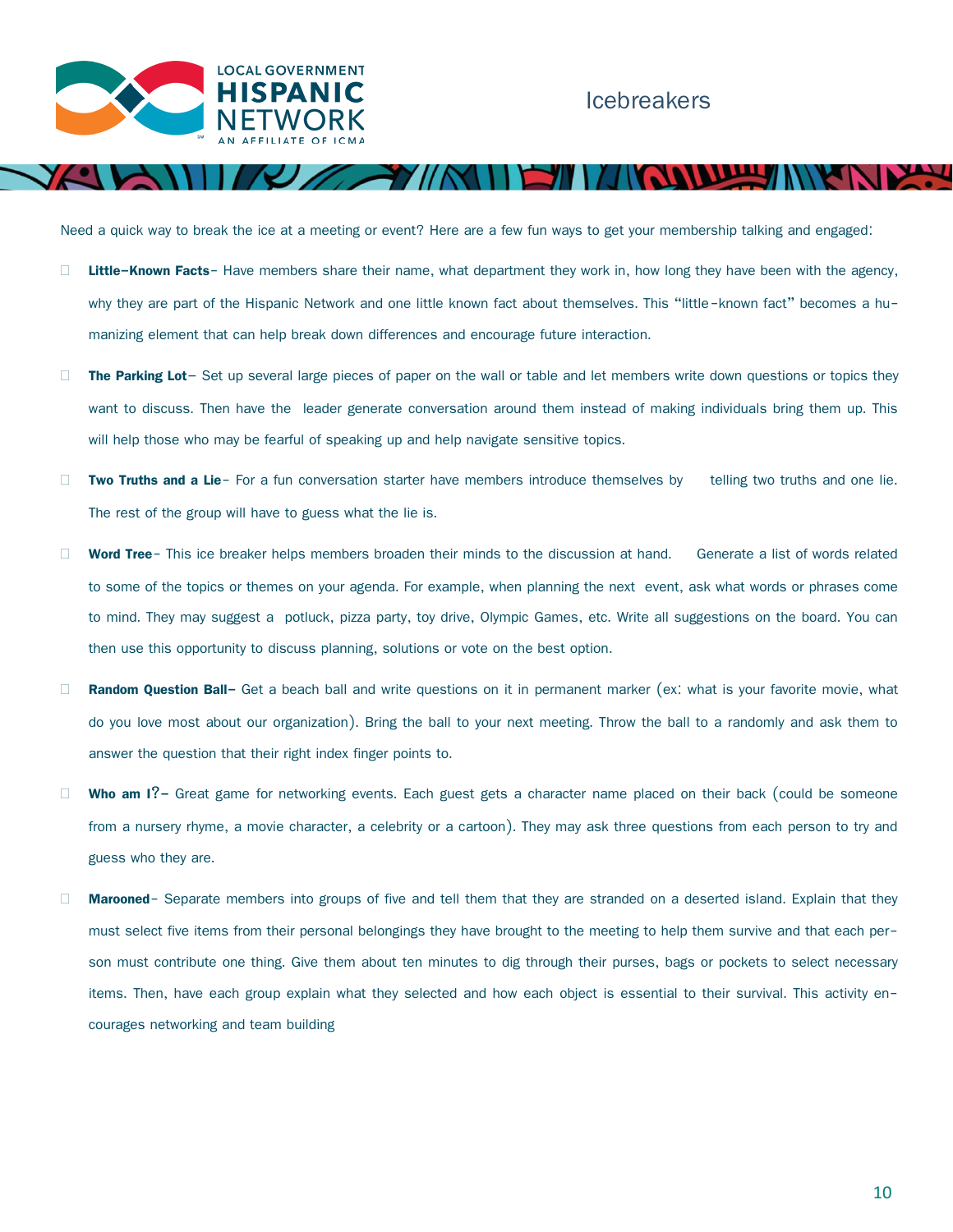# Icebreakers

Need a quick way to break the ice at a meeting or event? Here are a few fun ways to get your membership talking and engaged:

- **Little-Known Facts**– Have members share their name, what department they work in, how long they have been with the agency, why they are part of the Hispanic Network and one little known fact about themselves. This "little-known fact" becomes a humanizing element that can help break down differences and encourage future interaction.
- **The Parking Lot**– Set up several large pieces of paper on the wall or table and let members write down questions or topics they want to discuss. Then have the leader generate conversation around them instead of making individuals bring them up. This will help those who may be fearful of speaking up and help navigate sensitive topics.
- **Two Truths and a Lie**– For a fun conversation starter have members introduce themselves by telling two truths and one lie. The rest of the group will have to guess what the lie is.
- **Word Tree**– This ice breaker helps members broaden their minds to the discussion at hand. Generate a list of words related to some of the topics or themes on your agenda. For example, when planning the next event, ask what words or phrases come to mind. They may suggest a potluck, pizza party, toy drive, Olympic Games, etc. Write all suggestions on the board. You can then use this opportunity to discuss planning, solutions or vote on the best option.
- **Random Question Ball–** Get a beach ball and write questions on it in permanent marker (ex: what is your favorite movie, what do you love most about our organization). Bring the ball to your next meeting. Throw the ball to a randomly and ask them to answer the question that their right index finger points to.
- **Who am I?–** Great game for networking events. Each guest gets a character name placed on their back (could be someone from a nursery rhyme, a movie character, a celebrity or a cartoon). They may ask three questions from each person to try and guess who they are.
- **Marooned**– Separate members into groups of five and tell them that they are stranded on a deserted island. Explain that they must select five items from their personal belongings they have brought to the meeting to help them survive and that each person must contribute one thing. Give them about ten minutes to dig through their purses, bags or pockets to select necessary items. Then, have each group explain what they selected and how each object is essential to their survival. This activity encourages networking and team building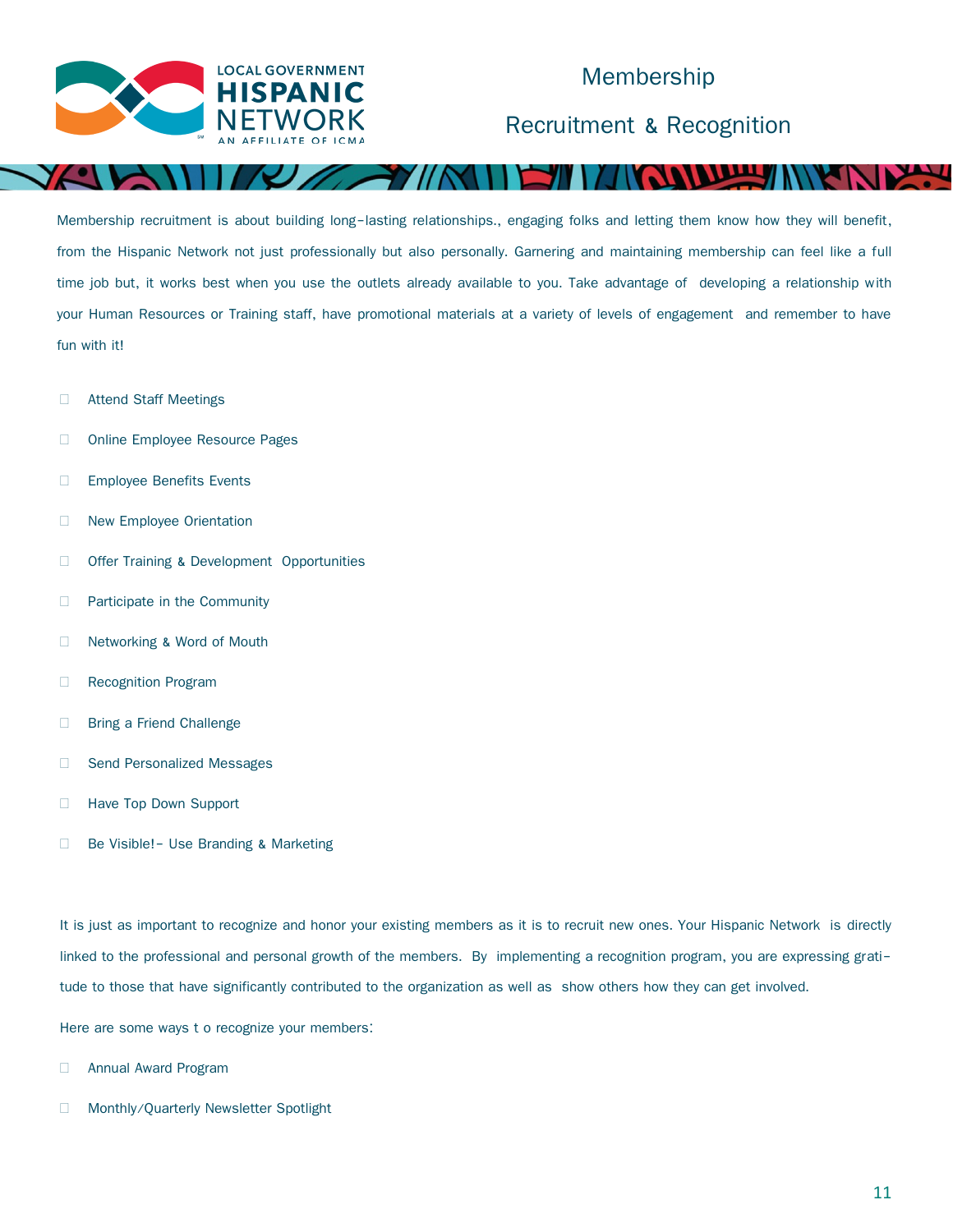# Membership

## Recruitment & Recognition

Membership recruitment is about building long-lasting relationships., engaging folks and letting them know how they will benefit, from the Hispanic Network not just professionally but also personally. Garnering and maintaining membership can feel like a full time job but, it works best when you use the outlets already available to you. Take advantage of developing a relationship with your Human Resources or Training staff, have promotional materials at a variety of levels of engagement and remember to have fun with it!

- Attend Staff Meetings
- Online Employee Resource Pages
- Employee Benefits Events
- New Employee Orientation
- Offer Training & Development Opportunities
- Participate in the Community
- Networking & Word of Mouth
- Recognition Program
- Bring a Friend Challenge
- Send Personalized Messages
- Have Top Down Support
- Be Visible!- Use Branding & Marketing

It is just as important to recognize and honor your existing members as it is to recruit new ones. Your Hispanic Network is directly linked to the professional and personal growth of the members. By implementing a recognition program, you are expressing gratitude to those that have significantly contributed to the organization as well as show others how they can get involved.

Here are some ways t o recognize your members:

- Annual Award Program
- Monthly/Quarterly Newsletter Spotlight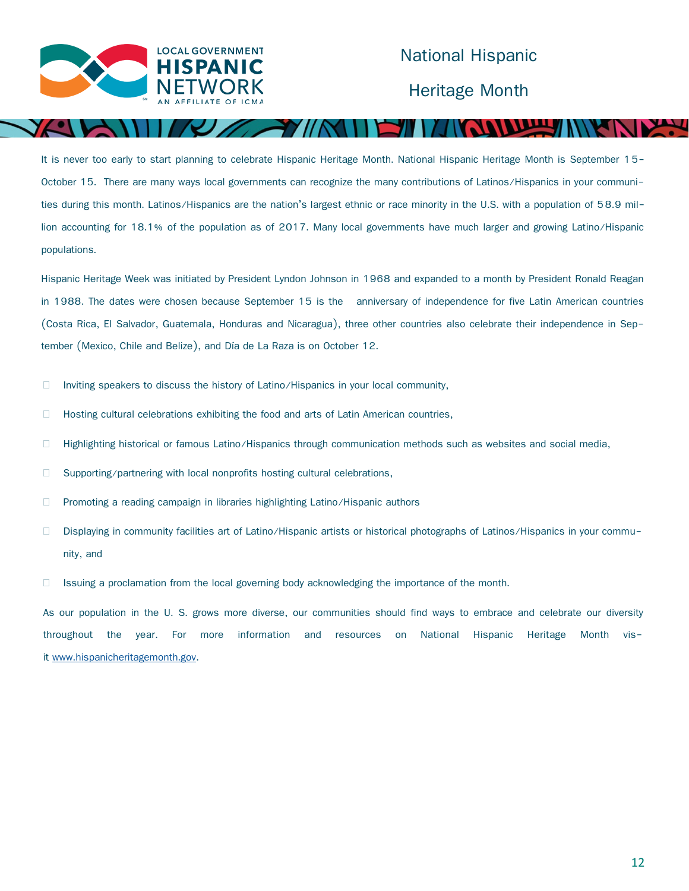# National Hispanic Heritage Month

It is never too early to start planning to celebrate Hispanic Heritage Month. National Hispanic Heritage Month is September 15–October 15. There are many ways local governments can recognize the many contributions of Latinos/Hispanics in your communities during this month. Latinos/Hispanics are the nation's largest ethnic or race minority in the U.S. with a population of 58.9 million accounting for 18.1% of the population as of 2017. Many local governments have much larger and growing Latino/Hispanic populations.

Hispanic Heritage Week was initiated by President Lyndon Johnson in 1968 and expanded to a month by President Ronald Reagan in 1988. The dates were chosen because September 15 is the anniversary of independence for five Latin American countries (Costa Rica, El Salvador, Guatemala, Honduras and Nicaragua), three other countries also celebrate their independence in September (Mexico, Chile and Belize), and Día de La Raza is on October 12.

- Inviting speakers to discuss the history of Latino/Hispanics in your local community,
- Hosting cultural celebrations exhibiting the food and arts of Latin American countries,
- Highlighting historical or famous Latino/Hispanics through communication methods such as websites and social media,
- Supporting/partnering with local nonprofits hosting cultural celebrations,
- Promoting a reading campaign in libraries highlighting Latino/Hispanic authors
- Displaying in community facilities art of Latino/Hispanic artists or historical photographs of Latinos/Hispanics in your community, and
- Issuing a proclamation from the local governing body acknowledging the importance of the month.

As our population in the U. S. grows more diverse, our communities should find ways to embrace and celebrate our diversity throughout the year. For more information and resources on National Hispanic Heritage Month visit [www.hispanicheritagemonth.gov](http://www.hispanicheritagemonth.gov).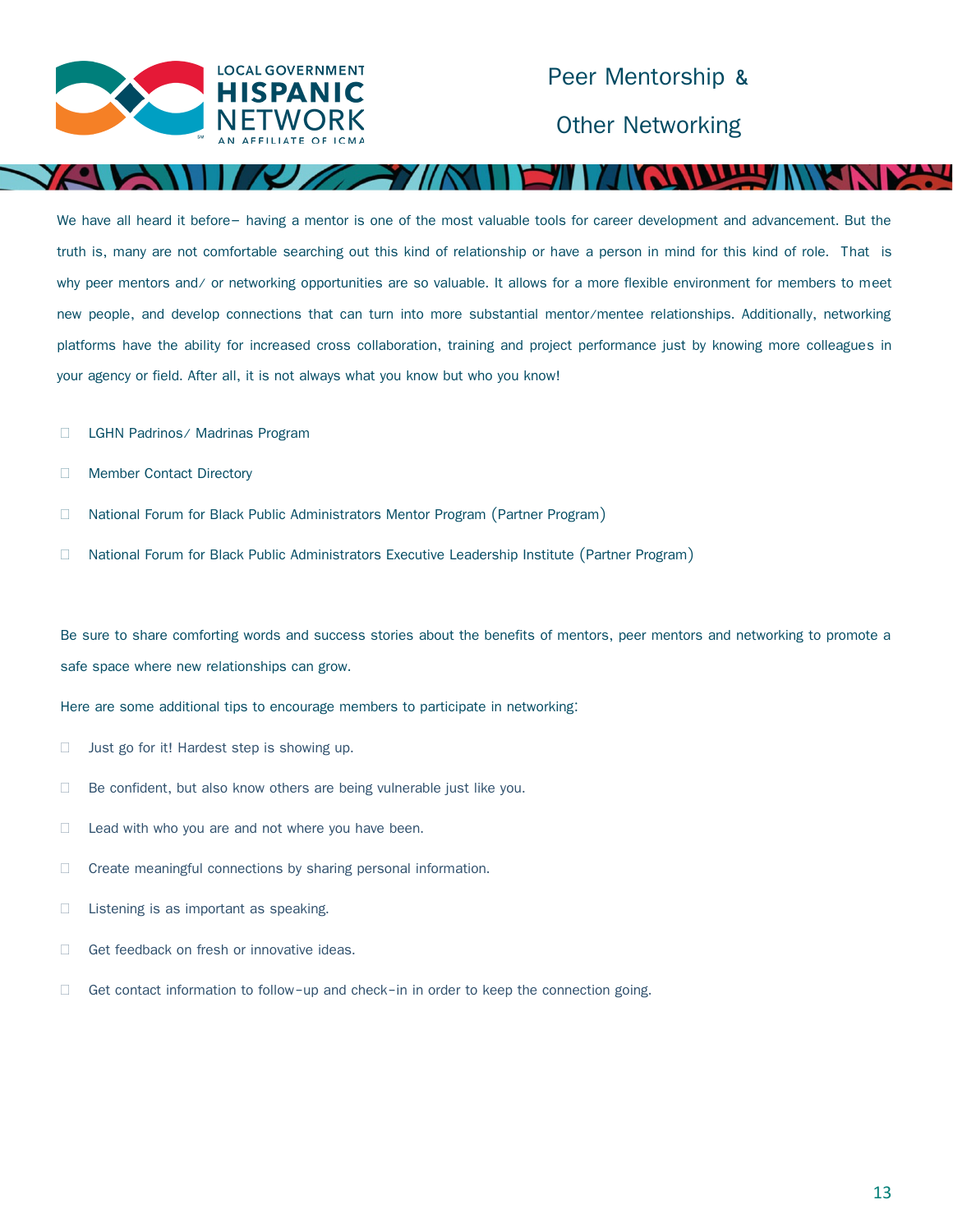# Peer Mentorship & Other Networking

We have all heard it before– having a mentor is one of the most valuable tools for career development and advancement. But the truth is, many are not comfortable searching out this kind of relationship or have a person in mind for this kind of role. That is why peer mentors and/ or networking opportunities are so valuable. It allows for a more flexible environment for members to meet new people, and develop connections that can turn into more substantial mentor/mentee relationships. Additionally, networking platforms have the ability for increased cross collaboration, training and project performance just by knowing more colleagues in your agency or field. After all, it is not always what you know but who you know!

- LGHN Padrinos/ Madrinas Program
- Member Contact Directory
- National Forum for Black Public Administrators Mentor Program (Partner Program)
- National Forum for Black Public Administrators Executive Leadership Institute (Partner Program)

Be sure to share comforting words and success stories about the benefits of mentors, peer mentors and networking to promote a safe space where new relationships can grow.

Here are some additional tips to encourage members to participate in networking:

- Just go for it! Hardest step is showing up.
- Be confident, but also know others are being vulnerable just like you.
- Lead with who you are and not where you have been.
- Create meaningful connections by sharing personal information.
- Listening is as important as speaking.
- Get feedback on fresh or innovative ideas.
- Get contact information to follow-up and check-in in order to keep the connection going.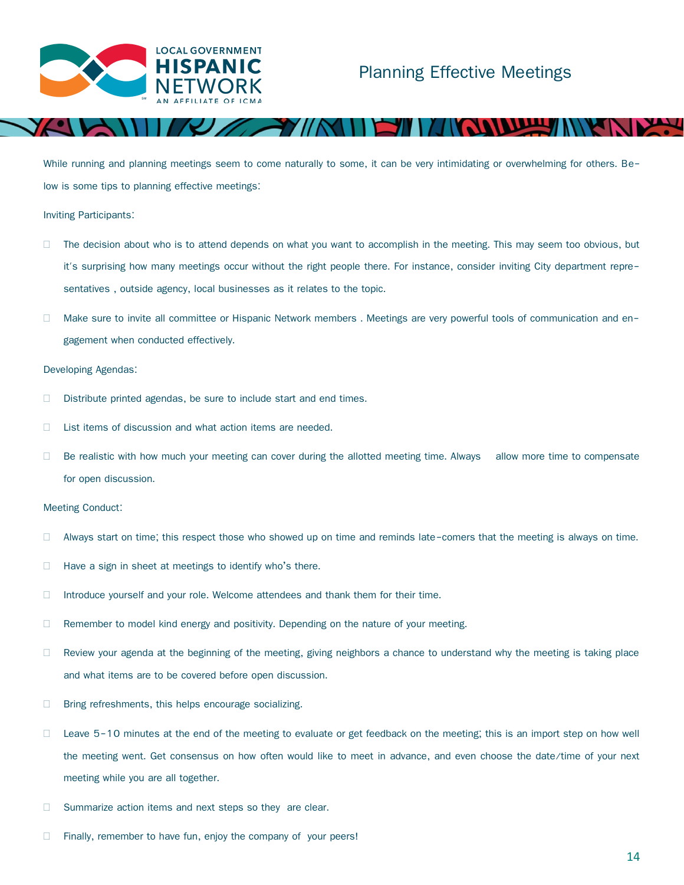# Planning Effective Meetings

While running and planning meetings seem to come naturally to some, it can be very intimidating or overwhelming for others. Below is some tips to planning effective meetings:

Inviting Participants:

- The decision about who is to attend depends on what you want to accomplish in the meeting. This may seem too obvious, but it's surprising how many meetings occur without the right people there. For instance, consider inviting City department representatives , outside agency, local businesses as it relates to the topic.
- Make sure to invite all committee or Hispanic Network members . Meetings are very powerful tools of communication and engagement when conducted effectively.

Developing Agendas:

- Distribute printed agendas, be sure to include start and end times.
- List items of discussion and what action items are needed.
- Be realistic with how much your meeting can cover during the allotted meeting time. Always allow more time to compensate for open discussion.

Meeting Conduct:

- Always start on time; this respect those who showed up on time and reminds late-comers that the meeting is always on time.
- Have a sign in sheet at meetings to identify who's there.
- Introduce yourself and your role. Welcome attendees and thank them for their time.
- Remember to model kind energy and positivity. Depending on the nature of your meeting.
- Review your agenda at the beginning of the meeting, giving neighbors a chance to understand why the meeting is taking place and what items are to be covered before open discussion.
- Bring refreshments, this helps encourage socializing.
- Leave 5-10 minutes at the end of the meeting to evaluate or get feedback on the meeting; this is an import step on how well the meeting went. Get consensus on how often would like to meet in advance, and even choose the date/time of your next meeting while you are all together.
- Summarize action items and next steps so they are clear.
- Finally, remember to have fun, enjoy the company of your peers!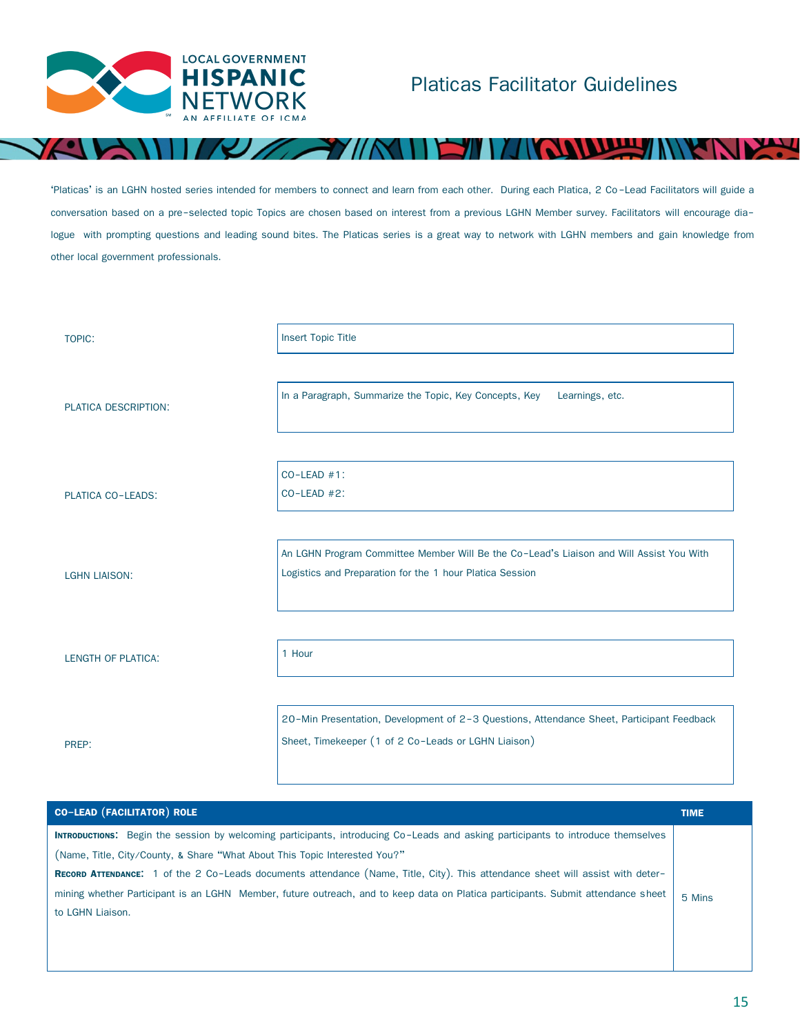# Platicas Facilitator Guidelines

'Platicas' is an LGHN hosted series intended for members to connect and learn from each other. During each Platica, 2 Co-Lead Facilitators will guide a conversation based on a pre-selected topic Topics are chosen based on interest from a previous LGHN Member survey. Facilitators will encourage dialogue with prompting questions and leading sound bites. The Platicas series is a great way to network with LGHN members and gain knowledge from other local government professionals.

| | |
|---|---|
| TOPIC: | Insert Topic Title |
| PLATICA DESCRIPTION: | In a Paragraph, Summarize the Topic, Key Concepts, Key Learnings, etc. |
| PLATICA CO-LEADS: | CO-LEAD #1:<br>CO-LEAD #2: |
| LGHN LIAISON: | An LGHN Program Committee Member Will Be the Co-Lead's Liaison and Will Assist You With Logistics and Preparation for the 1 hour Platica Session |
| LENGTH OF PLATICA: | 1 Hour |
| PREP: | 20-Min Presentation, Development of 2-3 Questions, Attendance Sheet, Participant Feedback Sheet, Timekeeper (1 of 2 Co-Leads or LGHN Liaison) |

| CO-LEAD (FACILITATOR) ROLE | TIME |
|---|---|
| **Introductions:** Begin the session by welcoming participants, introducing Co-Leads and asking participants to introduce themselves (Name, Title, City/County, & Share "What About This Topic Interested You?"<br>**Record Attendance:** 1 of the 2 Co-Leads documents attendance (Name, Title, City). This attendance sheet will assist with determining whether Participant is an LGHN Member, future outreach, and to keep data on Platica participants. Submit attendance sheet to LGHN Liaison. | 5 Mins |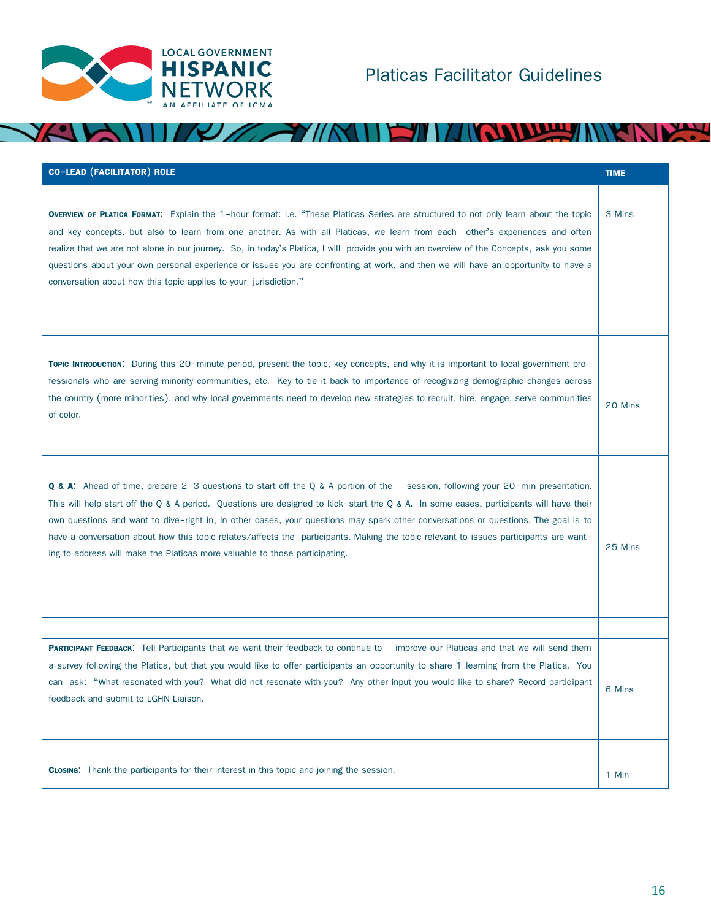# Platicas Facilitator Guidelines

| CO-LEAD (FACILITATOR) ROLE | TIME |
|---|---|
| **Overview of Platica Format:** Explain the 1-hour format: i.e. "These Platicas Series are structured to not only learn about the topic and key concepts, but also to learn from one another. As with all Platicas, we learn from each other's experiences and often realize that we are not alone in our journey. So, in today's Platica, I will provide you with an overview of the Concepts, ask you some questions about your own personal experience or issues you are confronting at work, and then we will have an opportunity to have a conversation about how this topic applies to your jurisdiction." | 3 Mins |
| **Topic Introduction:** During this 20-minute period, present the topic, key concepts, and why it is important to local government professionals who are serving minority communities, etc. Key to tie it back to importance of recognizing demographic changes across the country (more minorities), and why local governments need to develop new strategies to recruit, hire, engage, serve communities of color. | 20 Mins |
| **Q & A:** Ahead of time, prepare 2-3 questions to start off the Q & A portion of the session, following your 20-min presentation. This will help start off the Q & A period. Questions are designed to kick-start the Q & A. In some cases, participants will have their own questions and want to dive-right in, in other cases, your questions may spark other conversations or questions. The goal is to have a conversation about how this topic relates/affects the participants. Making the topic relevant to issues participants are wanting to address will make the Platicas more valuable to those participating. | 25 Mins |
| **Participant Feedback:** Tell Participants that we want their feedback to continue to improve our Platicas and that we will send them a survey following the Platica, but that you would like to offer participants an opportunity to share 1 learning from the Platica. You can ask: "What resonated with you? What did not resonate with you? Any other input you would like to share? Record participant feedback and submit to LGHN Liaison. | 6 Mins |
| **Closing:** Thank the participants for their interest in this topic and joining the session. | 1 Min |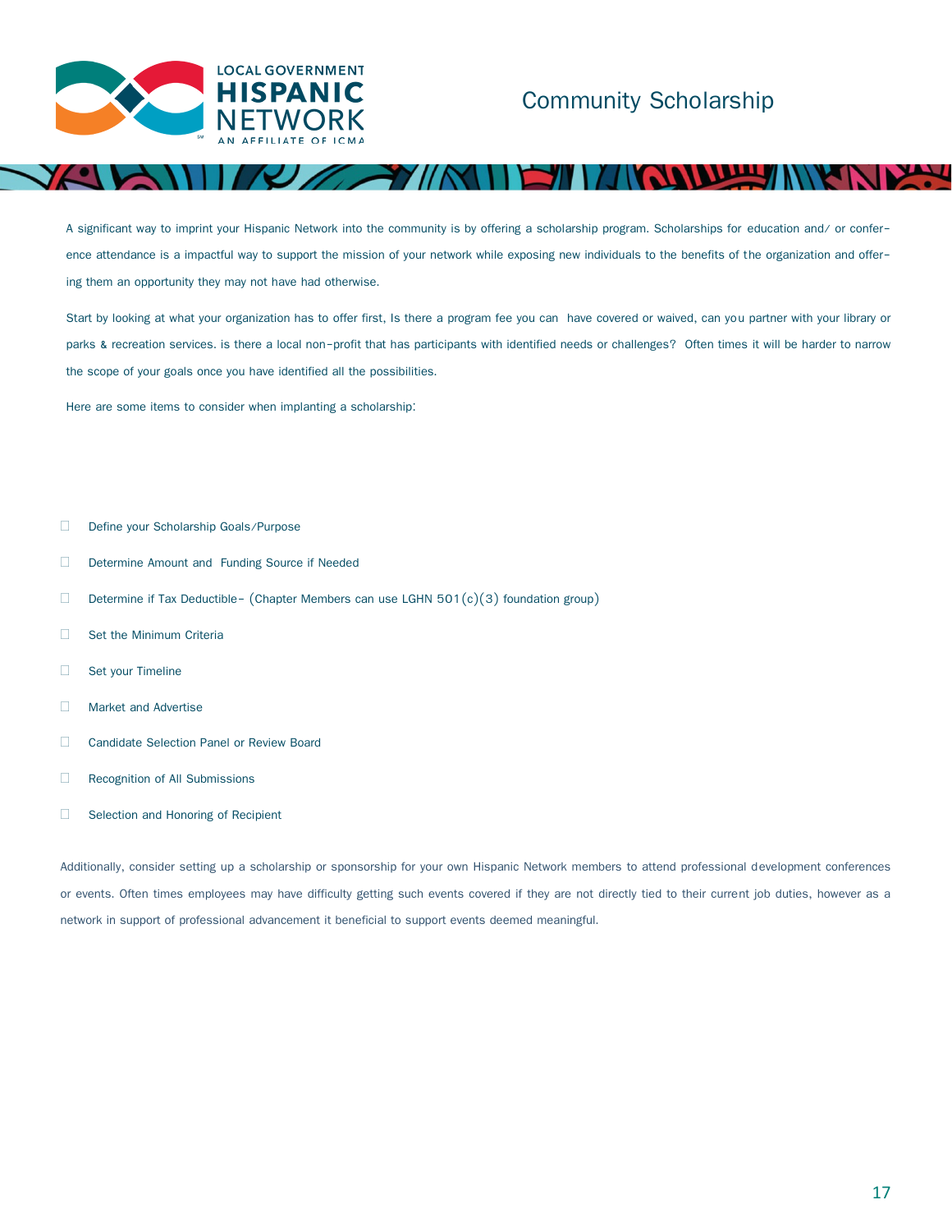# Community Scholarship

A significant way to imprint your Hispanic Network into the community is by offering a scholarship program. Scholarships for education and/ or conference attendance is a impactful way to support the mission of your network while exposing new individuals to the benefits of the organization and offering them an opportunity they may not have had otherwise.

Start by looking at what your organization has to offer first, Is there a program fee you can have covered or waived, can you partner with your library or parks & recreation services. is there a local non-profit that has participants with identified needs or challenges? Often times it will be harder to narrow the scope of your goals once you have identified all the possibilities.

Here are some items to consider when implanting a scholarship:

- Define your Scholarship Goals/Purpose
- Determine Amount and Funding Source if Needed
- Determine if Tax Deductible- (Chapter Members can use LGHN 501(c)(3) foundation group)
- Set the Minimum Criteria
- Set your Timeline
- Market and Advertise
- Candidate Selection Panel or Review Board
- Recognition of All Submissions
- Selection and Honoring of Recipient

Additionally, consider setting up a scholarship or sponsorship for your own Hispanic Network members to attend professional development conferences or events. Often times employees may have difficulty getting such events covered if they are not directly tied to their current job duties, however as a network in support of professional advancement it beneficial to support events deemed meaningful.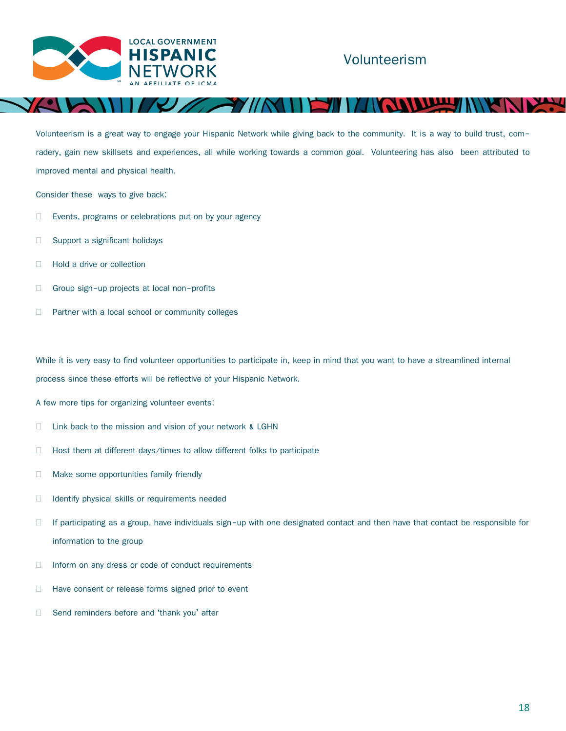# Volunteerism

Volunteerism is a great way to engage your Hispanic Network while giving back to the community. It is a way to build trust, comradery, gain new skillsets and experiences, all while working towards a common goal. Volunteering has also been attributed to improved mental and physical health.

Consider these ways to give back:

- Events, programs or celebrations put on by your agency
- Support a significant holidays
- Hold a drive or collection
- Group sign-up projects at local non-profits
- Partner with a local school or community colleges

While it is very easy to find volunteer opportunities to participate in, keep in mind that you want to have a streamlined internal process since these efforts will be reflective of your Hispanic Network.

A few more tips for organizing volunteer events:

- Link back to the mission and vision of your network & LGHN
- Host them at different days/times to allow different folks to participate
- Make some opportunities family friendly
- Identify physical skills or requirements needed
- If participating as a group, have individuals sign-up with one designated contact and then have that contact be responsible for information to the group
- Inform on any dress or code of conduct requirements
- Have consent or release forms signed prior to event
- Send reminders before and 'thank you' after